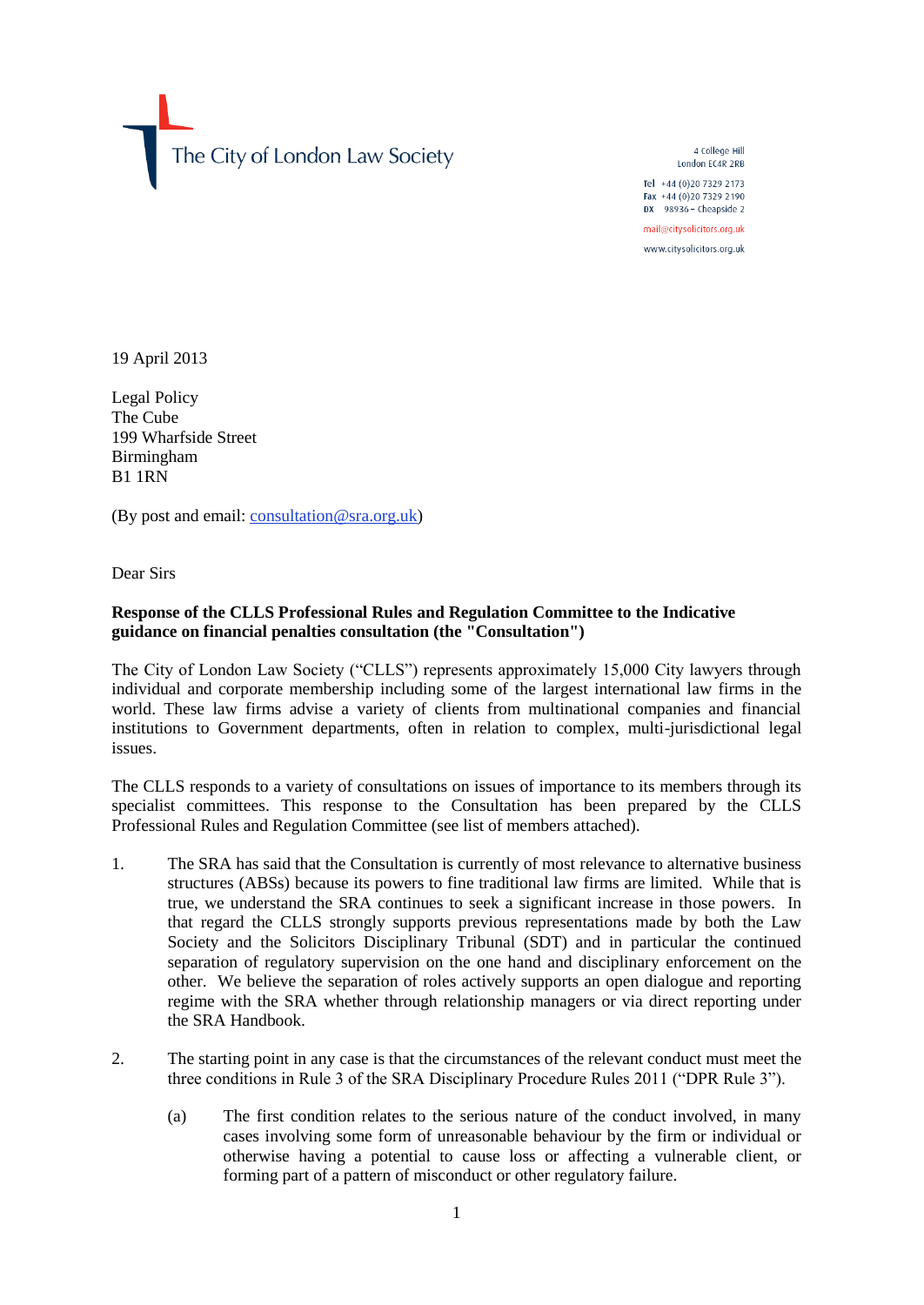The City of London Law Society

4 College Hill
London EC4R 2RB

Tel +44 (0)20 7329 2173
Fax +44 (0)20 7329 2190
DX 98936 – Cheapside 2

mail@citysolicitors.org.uk

www.citysolicitors.org.uk

19 April 2013

Legal Policy
The Cube
199 Wharfside Street
Birmingham
B1 1RN

(By post and email: consultation@sra.org.uk)

Dear Sirs

**Response of the CLLS Professional Rules and Regulation Committee to the Indicative guidance on financial penalties consultation (the "Consultation")**

The City of London Law Society ("CLLS") represents approximately 15,000 City lawyers through individual and corporate membership including some of the largest international law firms in the world. These law firms advise a variety of clients from multinational companies and financial institutions to Government departments, often in relation to complex, multi-jurisdictional legal issues.

The CLLS responds to a variety of consultations on issues of importance to its members through its specialist committees. This response to the Consultation has been prepared by the CLLS Professional Rules and Regulation Committee (see list of members attached).

1. The SRA has said that the Consultation is currently of most relevance to alternative business structures (ABSs) because its powers to fine traditional law firms are limited. While that is true, we understand the SRA continues to seek a significant increase in those powers. In that regard the CLLS strongly supports previous representations made by both the Law Society and the Solicitors Disciplinary Tribunal (SDT) and in particular the continued separation of regulatory supervision on the one hand and disciplinary enforcement on the other. We believe the separation of roles actively supports an open dialogue and reporting regime with the SRA whether through relationship managers or via direct reporting under the SRA Handbook.

2. The starting point in any case is that the circumstances of the relevant conduct must meet the three conditions in Rule 3 of the SRA Disciplinary Procedure Rules 2011 ("DPR Rule 3").

   (a) The first condition relates to the serious nature of the conduct involved, in many cases involving some form of unreasonable behaviour by the firm or individual or otherwise having a potential to cause loss or affecting a vulnerable client, or forming part of a pattern of misconduct or other regulatory failure.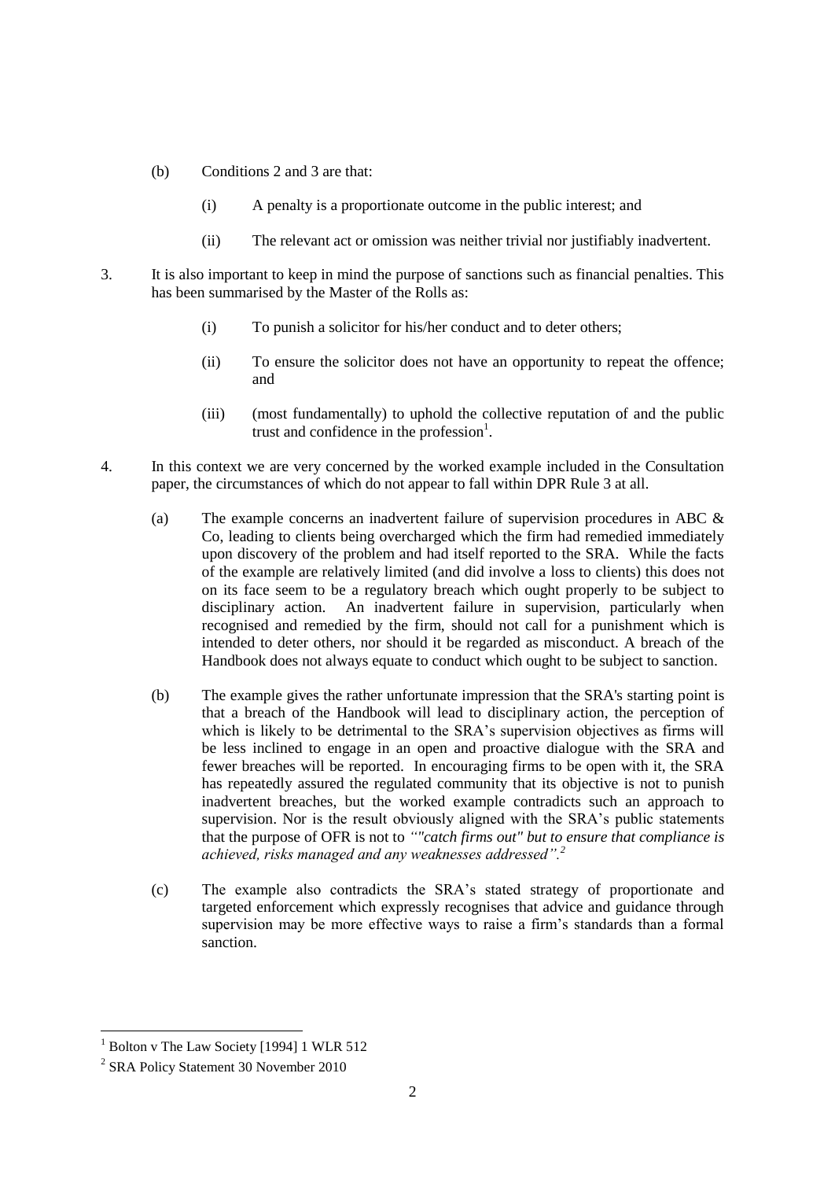(b) Conditions 2 and 3 are that:

  (i) A penalty is a proportionate outcome in the public interest; and

  (ii) The relevant act or omission was neither trivial nor justifiably inadvertent.

3. It is also important to keep in mind the purpose of sanctions such as financial penalties. This has been summarised by the Master of the Rolls as:

  (i) To punish a solicitor for his/her conduct and to deter others;

  (ii) To ensure the solicitor does not have an opportunity to repeat the offence; and

  (iii) (most fundamentally) to uphold the collective reputation of and the public trust and confidence in the profession[1].

4. In this context we are very concerned by the worked example included in the Consultation paper, the circumstances of which do not appear to fall within DPR Rule 3 at all.

  (a) The example concerns an inadvertent failure of supervision procedures in ABC & Co, leading to clients being overcharged which the firm had remedied immediately upon discovery of the problem and had itself reported to the SRA. While the facts of the example are relatively limited (and did involve a loss to clients) this does not on its face seem to be a regulatory breach which ought properly to be subject to disciplinary action. An inadvertent failure in supervision, particularly when recognised and remedied by the firm, should not call for a punishment which is intended to deter others, nor should it be regarded as misconduct. A breach of the Handbook does not always equate to conduct which ought to be subject to sanction.

  (b) The example gives the rather unfortunate impression that the SRA's starting point is that a breach of the Handbook will lead to disciplinary action, the perception of which is likely to be detrimental to the SRA's supervision objectives as firms will be less inclined to engage in an open and proactive dialogue with the SRA and fewer breaches will be reported. In encouraging firms to be open with it, the SRA has repeatedly assured the regulated community that its objective is not to punish inadvertent breaches, but the worked example contradicts such an approach to supervision. Nor is the result obviously aligned with the SRA's public statements that the purpose of OFR is not to *""catch firms out" but to ensure that compliance is achieved, risks managed and any weaknesses addressed".*[2]

  (c) The example also contradicts the SRA's stated strategy of proportionate and targeted enforcement which expressly recognises that advice and guidance through supervision may be more effective ways to raise a firm's standards than a formal sanction.

---

[1] Bolton v The Law Society [1994] 1 WLR 512

[2] SRA Policy Statement 30 November 2010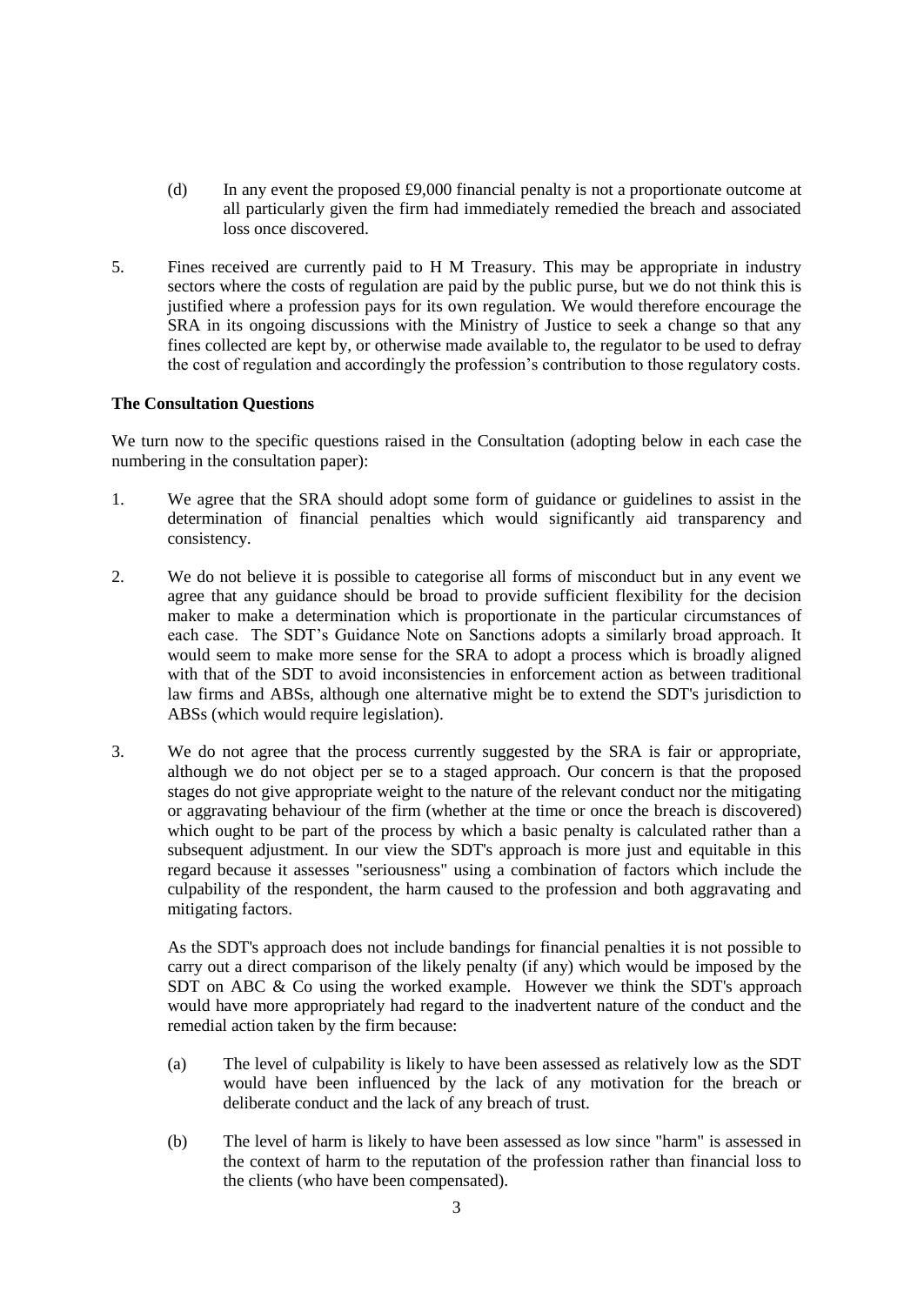(d) In any event the proposed £9,000 financial penalty is not a proportionate outcome at all particularly given the firm had immediately remedied the breach and associated loss once discovered.

5. Fines received are currently paid to H M Treasury. This may be appropriate in industry sectors where the costs of regulation are paid by the public purse, but we do not think this is justified where a profession pays for its own regulation. We would therefore encourage the SRA in its ongoing discussions with the Ministry of Justice to seek a change so that any fines collected are kept by, or otherwise made available to, the regulator to be used to defray the cost of regulation and accordingly the profession's contribution to those regulatory costs.

**The Consultation Questions**

We turn now to the specific questions raised in the Consultation (adopting below in each case the numbering in the consultation paper):

1. We agree that the SRA should adopt some form of guidance or guidelines to assist in the determination of financial penalties which would significantly aid transparency and consistency.

2. We do not believe it is possible to categorise all forms of misconduct but in any event we agree that any guidance should be broad to provide sufficient flexibility for the decision maker to make a determination which is proportionate in the particular circumstances of each case. The SDT's Guidance Note on Sanctions adopts a similarly broad approach. It would seem to make more sense for the SRA to adopt a process which is broadly aligned with that of the SDT to avoid inconsistencies in enforcement action as between traditional law firms and ABSs, although one alternative might be to extend the SDT's jurisdiction to ABSs (which would require legislation).

3. We do not agree that the process currently suggested by the SRA is fair or appropriate, although we do not object per se to a staged approach. Our concern is that the proposed stages do not give appropriate weight to the nature of the relevant conduct nor the mitigating or aggravating behaviour of the firm (whether at the time or once the breach is discovered) which ought to be part of the process by which a basic penalty is calculated rather than a subsequent adjustment. In our view the SDT's approach is more just and equitable in this regard because it assesses "seriousness" using a combination of factors which include the culpability of the respondent, the harm caused to the profession and both aggravating and mitigating factors.

   As the SDT's approach does not include bandings for financial penalties it is not possible to carry out a direct comparison of the likely penalty (if any) which would be imposed by the SDT on ABC & Co using the worked example. However we think the SDT's approach would have more appropriately had regard to the inadvertent nature of the conduct and the remedial action taken by the firm because:

   (a) The level of culpability is likely to have been assessed as relatively low as the SDT would have been influenced by the lack of any motivation for the breach or deliberate conduct and the lack of any breach of trust.

   (b) The level of harm is likely to have been assessed as low since "harm" is assessed in the context of harm to the reputation of the profession rather than financial loss to the clients (who have been compensated).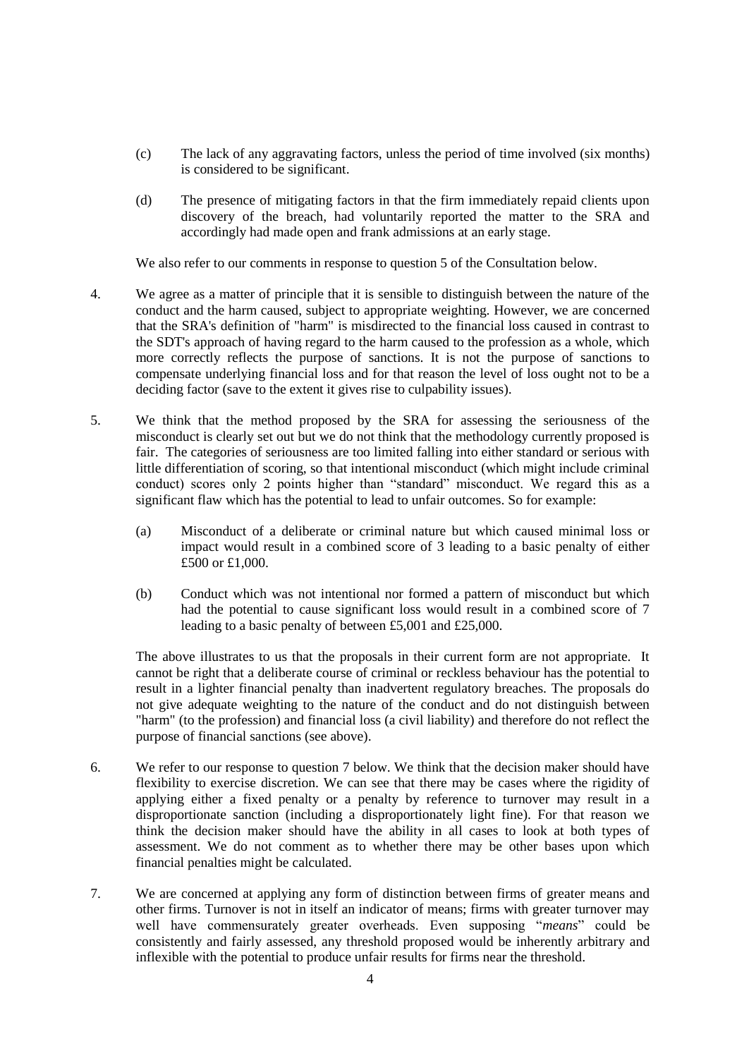(c) The lack of any aggravating factors, unless the period of time involved (six months) is considered to be significant.

(d) The presence of mitigating factors in that the firm immediately repaid clients upon discovery of the breach, had voluntarily reported the matter to the SRA and accordingly had made open and frank admissions at an early stage.

We also refer to our comments in response to question 5 of the Consultation below.

4. We agree as a matter of principle that it is sensible to distinguish between the nature of the conduct and the harm caused, subject to appropriate weighting. However, we are concerned that the SRA's definition of "harm" is misdirected to the financial loss caused in contrast to the SDT's approach of having regard to the harm caused to the profession as a whole, which more correctly reflects the purpose of sanctions. It is not the purpose of sanctions to compensate underlying financial loss and for that reason the level of loss ought not to be a deciding factor (save to the extent it gives rise to culpability issues).

5. We think that the method proposed by the SRA for assessing the seriousness of the misconduct is clearly set out but we do not think that the methodology currently proposed is fair. The categories of seriousness are too limited falling into either standard or serious with little differentiation of scoring, so that intentional misconduct (which might include criminal conduct) scores only 2 points higher than "standard" misconduct. We regard this as a significant flaw which has the potential to lead to unfair outcomes. So for example:

   (a) Misconduct of a deliberate or criminal nature but which caused minimal loss or impact would result in a combined score of 3 leading to a basic penalty of either £500 or £1,000.

   (b) Conduct which was not intentional nor formed a pattern of misconduct but which had the potential to cause significant loss would result in a combined score of 7 leading to a basic penalty of between £5,001 and £25,000.

   The above illustrates to us that the proposals in their current form are not appropriate. It cannot be right that a deliberate course of criminal or reckless behaviour has the potential to result in a lighter financial penalty than inadvertent regulatory breaches. The proposals do not give adequate weighting to the nature of the conduct and do not distinguish between "harm" (to the profession) and financial loss (a civil liability) and therefore do not reflect the purpose of financial sanctions (see above).

6. We refer to our response to question 7 below. We think that the decision maker should have flexibility to exercise discretion. We can see that there may be cases where the rigidity of applying either a fixed penalty or a penalty by reference to turnover may result in a disproportionate sanction (including a disproportionately light fine). For that reason we think the decision maker should have the ability in all cases to look at both types of assessment. We do not comment as to whether there may be other bases upon which financial penalties might be calculated.

7. We are concerned at applying any form of distinction between firms of greater means and other firms. Turnover is not in itself an indicator of means; firms with greater turnover may well have commensurately greater overheads. Even supposing "*means*" could be consistently and fairly assessed, any threshold proposed would be inherently arbitrary and inflexible with the potential to produce unfair results for firms near the threshold.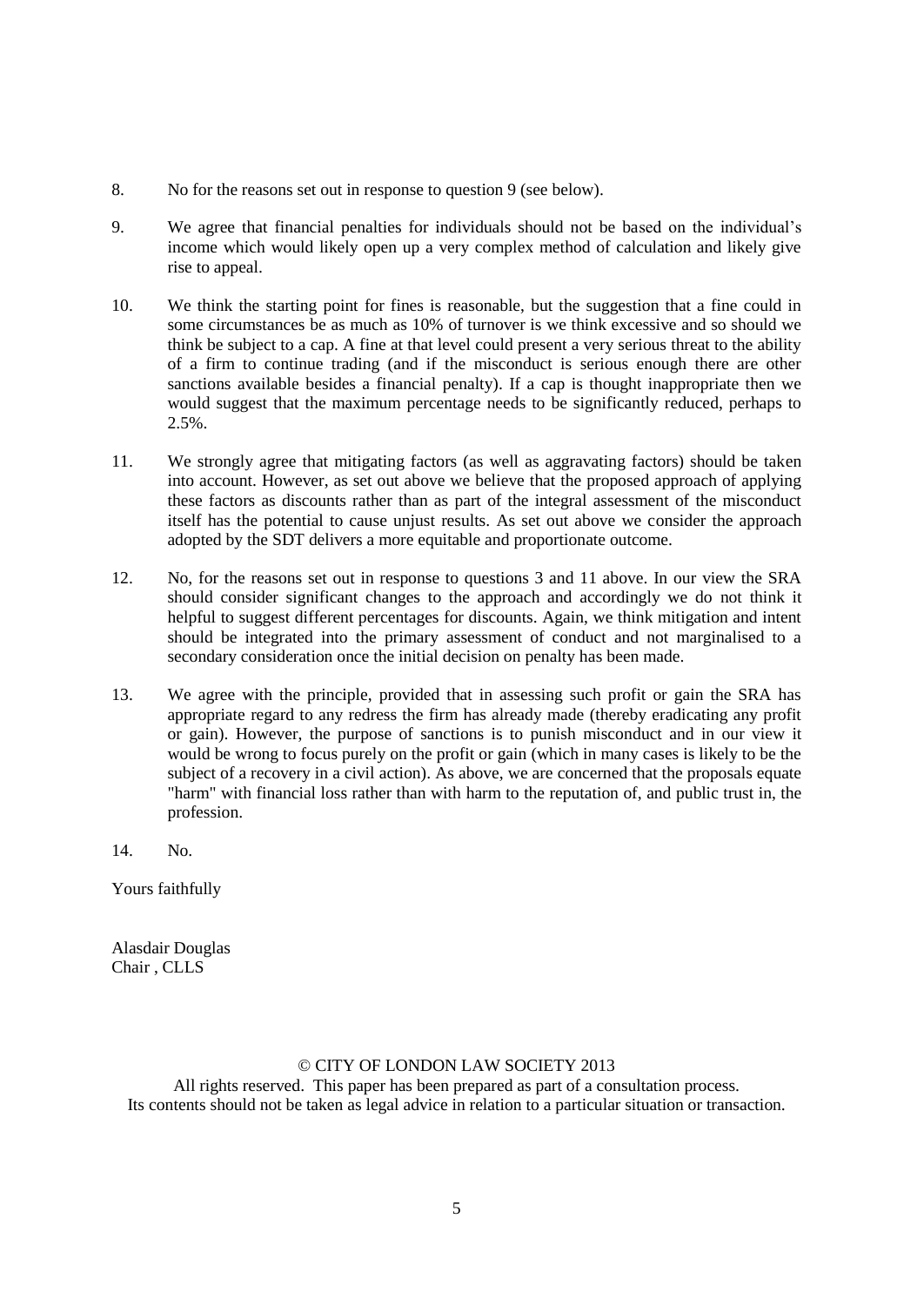8. No for the reasons set out in response to question 9 (see below).

9. We agree that financial penalties for individuals should not be based on the individual's income which would likely open up a very complex method of calculation and likely give rise to appeal.

10. We think the starting point for fines is reasonable, but the suggestion that a fine could in some circumstances be as much as 10% of turnover is we think excessive and so should we think be subject to a cap. A fine at that level could present a very serious threat to the ability of a firm to continue trading (and if the misconduct is serious enough there are other sanctions available besides a financial penalty). If a cap is thought inappropriate then we would suggest that the maximum percentage needs to be significantly reduced, perhaps to 2.5%.

11. We strongly agree that mitigating factors (as well as aggravating factors) should be taken into account. However, as set out above we believe that the proposed approach of applying these factors as discounts rather than as part of the integral assessment of the misconduct itself has the potential to cause unjust results. As set out above we consider the approach adopted by the SDT delivers a more equitable and proportionate outcome.

12. No, for the reasons set out in response to questions 3 and 11 above. In our view the SRA should consider significant changes to the approach and accordingly we do not think it helpful to suggest different percentages for discounts. Again, we think mitigation and intent should be integrated into the primary assessment of conduct and not marginalised to a secondary consideration once the initial decision on penalty has been made.

13. We agree with the principle, provided that in assessing such profit or gain the SRA has appropriate regard to any redress the firm has already made (thereby eradicating any profit or gain). However, the purpose of sanctions is to punish misconduct and in our view it would be wrong to focus purely on the profit or gain (which in many cases is likely to be the subject of a recovery in a civil action). As above, we are concerned that the proposals equate "harm" with financial loss rather than with harm to the reputation of, and public trust in, the profession.

14. No.

Yours faithfully

Alasdair Douglas
Chair , CLLS

© CITY OF LONDON LAW SOCIETY 2013
All rights reserved. This paper has been prepared as part of a consultation process.
Its contents should not be taken as legal advice in relation to a particular situation or transaction.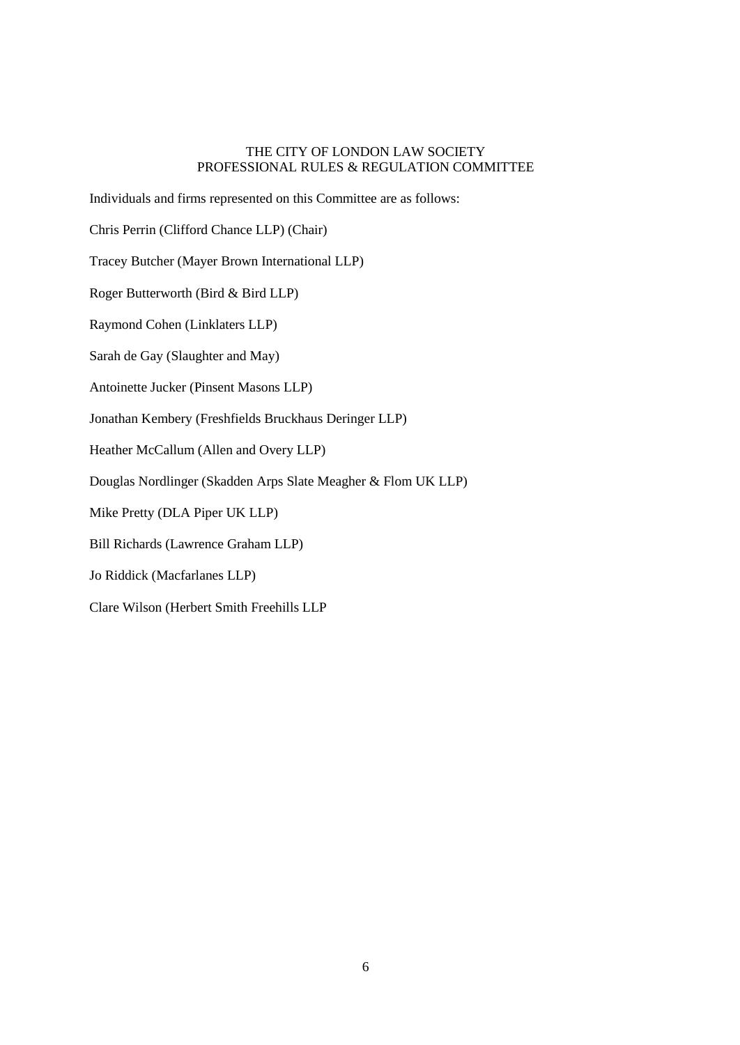THE CITY OF LONDON LAW SOCIETY
PROFESSIONAL RULES & REGULATION COMMITTEE

Individuals and firms represented on this Committee are as follows:

Chris Perrin (Clifford Chance LLP) (Chair)

Tracey Butcher (Mayer Brown International LLP)

Roger Butterworth (Bird & Bird LLP)

Raymond Cohen (Linklaters LLP)

Sarah de Gay (Slaughter and May)

Antoinette Jucker (Pinsent Masons LLP)

Jonathan Kembery (Freshfields Bruckhaus Deringer LLP)

Heather McCallum (Allen and Overy LLP)

Douglas Nordlinger (Skadden Arps Slate Meagher & Flom UK LLP)

Mike Pretty (DLA Piper UK LLP)

Bill Richards (Lawrence Graham LLP)

Jo Riddick (Macfarlanes LLP)

Clare Wilson (Herbert Smith Freehills LLP